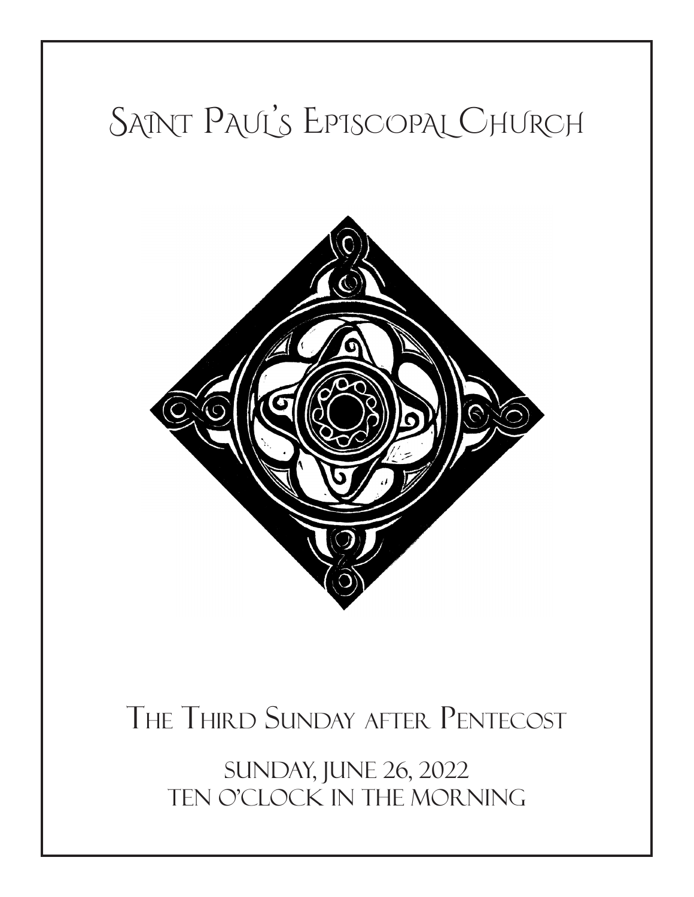# Saint Paul's Episcopal Church

## The Third Sunday after Pentecost

Sunday, June 26, 2022

Ten o'clock in the morning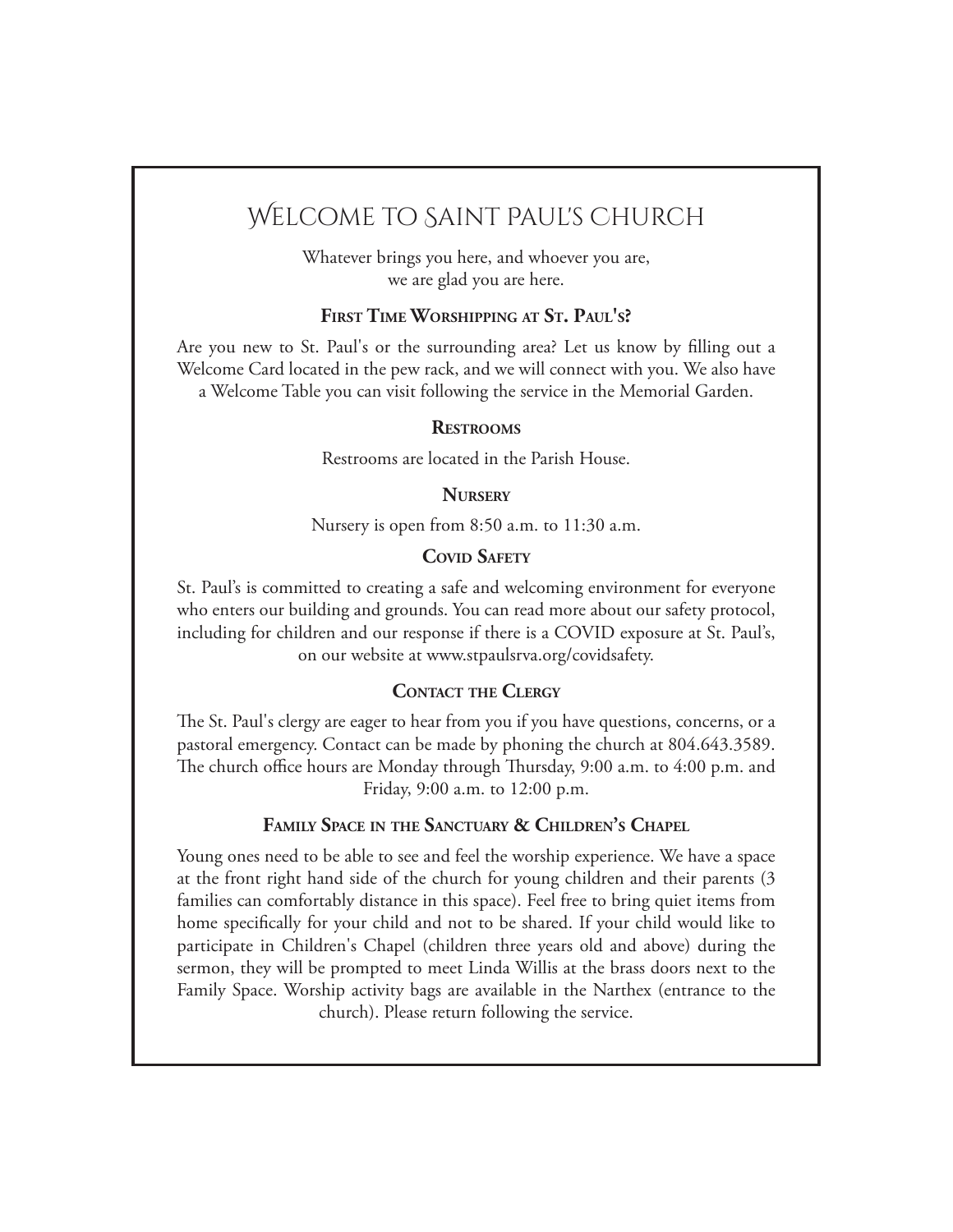# Welcome to Saint Paul's Church

Whatever brings you here, and whoever you are,
we are glad you are here.

## First Time Worshipping at St. Paul's?

Are you new to St. Paul's or the surrounding area? Let us know by filling out a Welcome Card located in the pew rack, and we will connect with you. We also have a Welcome Table you can visit following the service in the Memorial Garden.

## Restrooms

Restrooms are located in the Parish House.

## Nursery

Nursery is open from 8:50 a.m. to 11:30 a.m.

## Covid Safety

St. Paul's is committed to creating a safe and welcoming environment for everyone who enters our building and grounds. You can read more about our safety protocol, including for children and our response if there is a COVID exposure at St. Paul's, on our website at www.stpaulsrva.org/covidsafety.

## Contact the Clergy

The St. Paul's clergy are eager to hear from you if you have questions, concerns, or a pastoral emergency. Contact can be made by phoning the church at 804.643.3589. The church office hours are Monday through Thursday, 9:00 a.m. to 4:00 p.m. and Friday, 9:00 a.m. to 12:00 p.m.

## Family Space in the Sanctuary & Children's Chapel

Young ones need to be able to see and feel the worship experience. We have a space at the front right hand side of the church for young children and their parents (3 families can comfortably distance in this space). Feel free to bring quiet items from home specifically for your child and not to be shared. If your child would like to participate in Children's Chapel (children three years old and above) during the sermon, they will be prompted to meet Linda Willis at the brass doors next to the Family Space. Worship activity bags are available in the Narthex (entrance to the church). Please return following the service.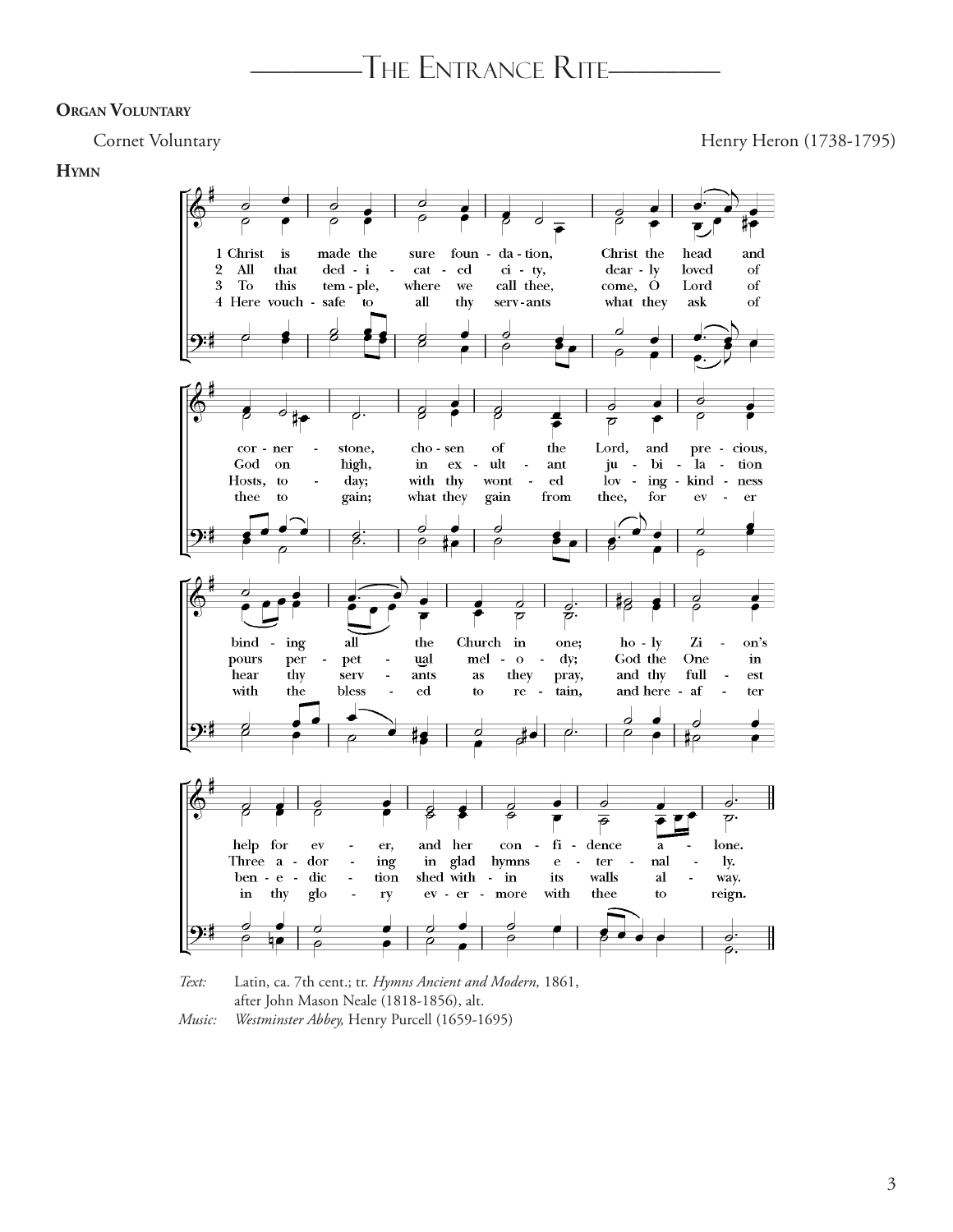# The Entrance Rite

**Organ Voluntary**

Cornet Voluntary — Henry Heron (1738-1795)

**Hymn**

1 Christ is made the sure foundation, Christ the head and cornerstone, chosen of the Lord, and precious, binding all the Church in one; holy Zion's help for ever, and her confidence alone.

2 All that dedicated city, dearly loved of God on high, in exultant jubilation pours perpetual melody; God the One in Three adoring in glad hymns eternally.

3 To this temple, where we call thee, come, O Lord of Hosts, today; with thy wonted loving-kindness hear thy servants as they pray, and thy fullest benediction shed within its walls alway.

4 Here vouchsafe to all thy servants what they ask of thee to gain; what they gain from thee, for ever with the blessed to retain, and hereafter in thy glory evermore with thee to reign.

*Text:* Latin, ca. 7th cent.; tr. *Hymns Ancient and Modern,* 1861, after John Mason Neale (1818-1856), alt.
*Music:* *Westminster Abbey,* Henry Purcell (1659-1695)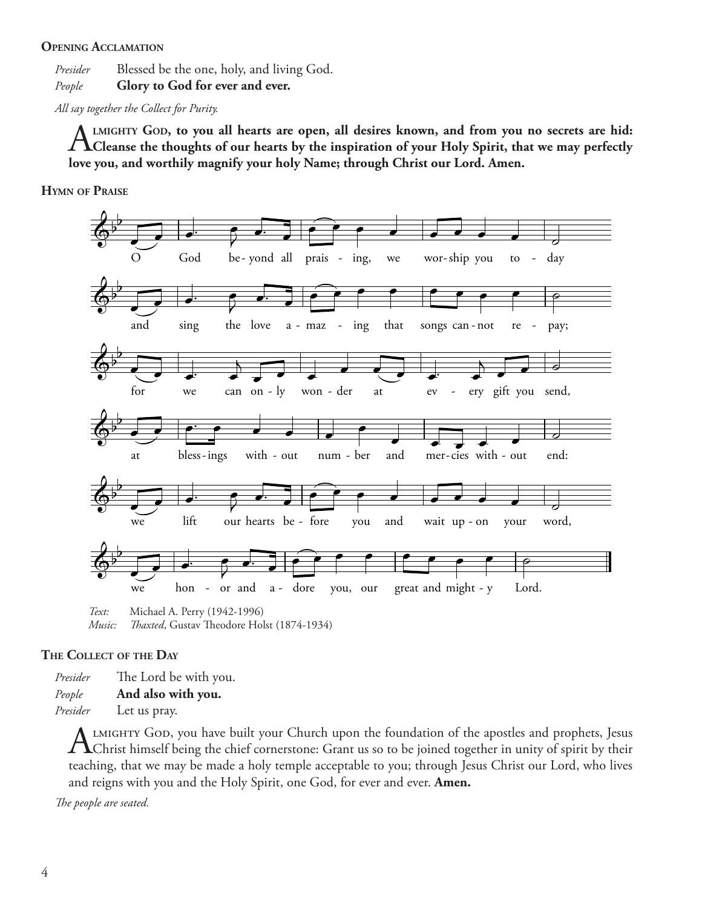**Opening Acclamation**

*Presider* Blessed be the one, holy, and living God.
*People* **Glory to God for ever and ever.**

*All say together the Collect for Purity.*

**Almighty God, to you all hearts are open, all desires known, and from you no secrets are hid: Cleanse the thoughts of our hearts by the inspiration of your Holy Spirit, that we may perfectly love you, and worthily magnify your holy Name; through Christ our Lord. Amen.**

**Hymn of Praise**

O God beyond all praising, we worship you today
and sing the love amazing that songs cannot repay;
for we can only wonder at every gift you send,
at blessings without number and mercies without end:
we lift our hearts before you and wait upon your word,
we honor and adore you, our great and mighty Lord.

*Text:* Michael A. Perry (1942-1996)
*Music:* *Thaxted*, Gustav Theodore Holst (1874-1934)

**The Collect of the Day**

*Presider* The Lord be with you.
*People* **And also with you.**
*Presider* Let us pray.

Almighty God, you have built your Church upon the foundation of the apostles and prophets, Jesus Christ himself being the chief cornerstone: Grant us so to be joined together in unity of spirit by their teaching, that we may be made a holy temple acceptable to you; through Jesus Christ our Lord, who lives and reigns with you and the Holy Spirit, one God, for ever and ever. **Amen.**

*The people are seated.*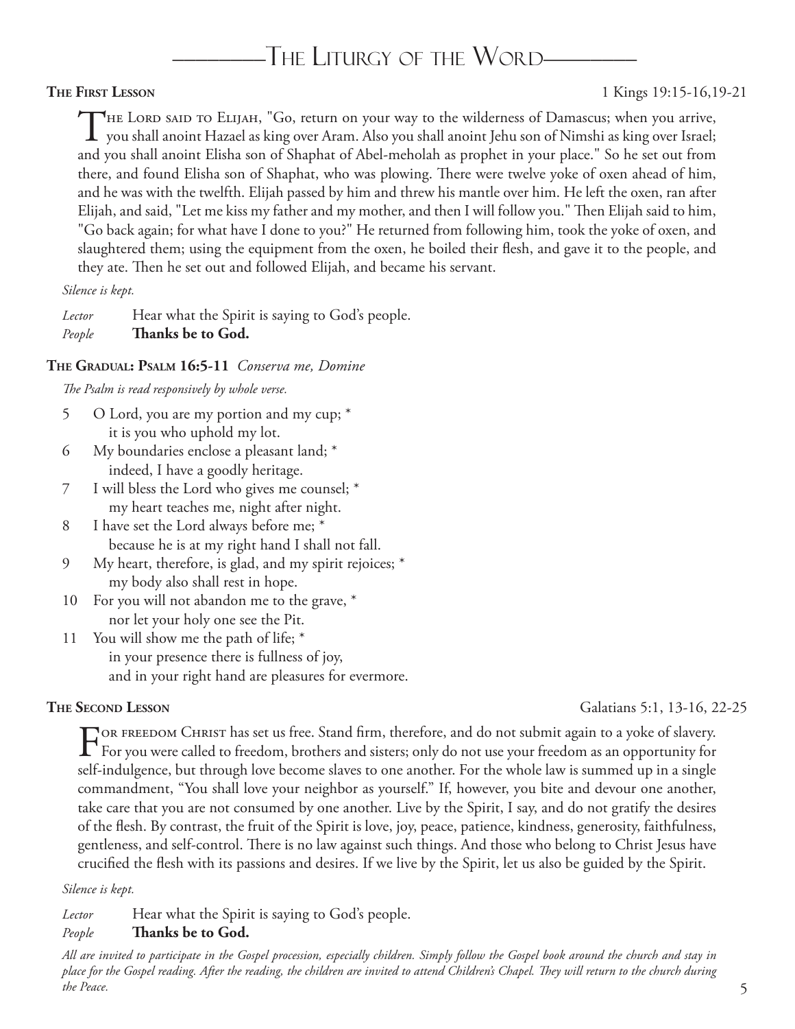# The Liturgy of the Word

**The First Lesson** 1 Kings 19:15-16,19-21

The Lord said to Elijah, "Go, return on your way to the wilderness of Damascus; when you arrive, you shall anoint Hazael as king over Aram. Also you shall anoint Jehu son of Nimshi as king over Israel; and you shall anoint Elisha son of Shaphat of Abel-meholah as prophet in your place." So he set out from there, and found Elisha son of Shaphat, who was plowing. There were twelve yoke of oxen ahead of him, and he was with the twelfth. Elijah passed by him and threw his mantle over him. He left the oxen, ran after Elijah, and said, "Let me kiss my father and my mother, and then I will follow you." Then Elijah said to him, "Go back again; for what have I done to you?" He returned from following him, took the yoke of oxen, and slaughtered them; using the equipment from the oxen, he boiled their flesh, and gave it to the people, and they ate. Then he set out and followed Elijah, and became his servant.

*Silence is kept.*

*Lector* Hear what the Spirit is saying to God's people.
*People* **Thanks be to God.**

**The Gradual: Psalm 16:5-11** *Conserva me, Domine*

*The Psalm is read responsively by whole verse.*

5 O Lord, you are my portion and my cup; *
 it is you who uphold my lot.
6 My boundaries enclose a pleasant land; *
 indeed, I have a goodly heritage.
7 I will bless the Lord who gives me counsel; *
 my heart teaches me, night after night.
8 I have set the Lord always before me; *
 because he is at my right hand I shall not fall.
9 My heart, therefore, is glad, and my spirit rejoices; *
 my body also shall rest in hope.
10 For you will not abandon me to the grave, *
 nor let your holy one see the Pit.
11 You will show me the path of life; *
 in your presence there is fullness of joy,
 and in your right hand are pleasures for evermore.

**The Second Lesson** Galatians 5:1, 13-16, 22-25

For freedom Christ has set us free. Stand firm, therefore, and do not submit again to a yoke of slavery. For you were called to freedom, brothers and sisters; only do not use your freedom as an opportunity for self-indulgence, but through love become slaves to one another. For the whole law is summed up in a single commandment, "You shall love your neighbor as yourself." If, however, you bite and devour one another, take care that you are not consumed by one another. Live by the Spirit, I say, and do not gratify the desires of the flesh. By contrast, the fruit of the Spirit is love, joy, peace, patience, kindness, generosity, faithfulness, gentleness, and self-control. There is no law against such things. And those who belong to Christ Jesus have crucified the flesh with its passions and desires. If we live by the Spirit, let us also be guided by the Spirit.

*Silence is kept.*

*Lector* Hear what the Spirit is saying to God's people.
*People* **Thanks be to God.**

*All are invited to participate in the Gospel procession, especially children. Simply follow the Gospel book around the church and stay in place for the Gospel reading. After the reading, the children are invited to attend Children's Chapel. They will return to the church during the Peace.*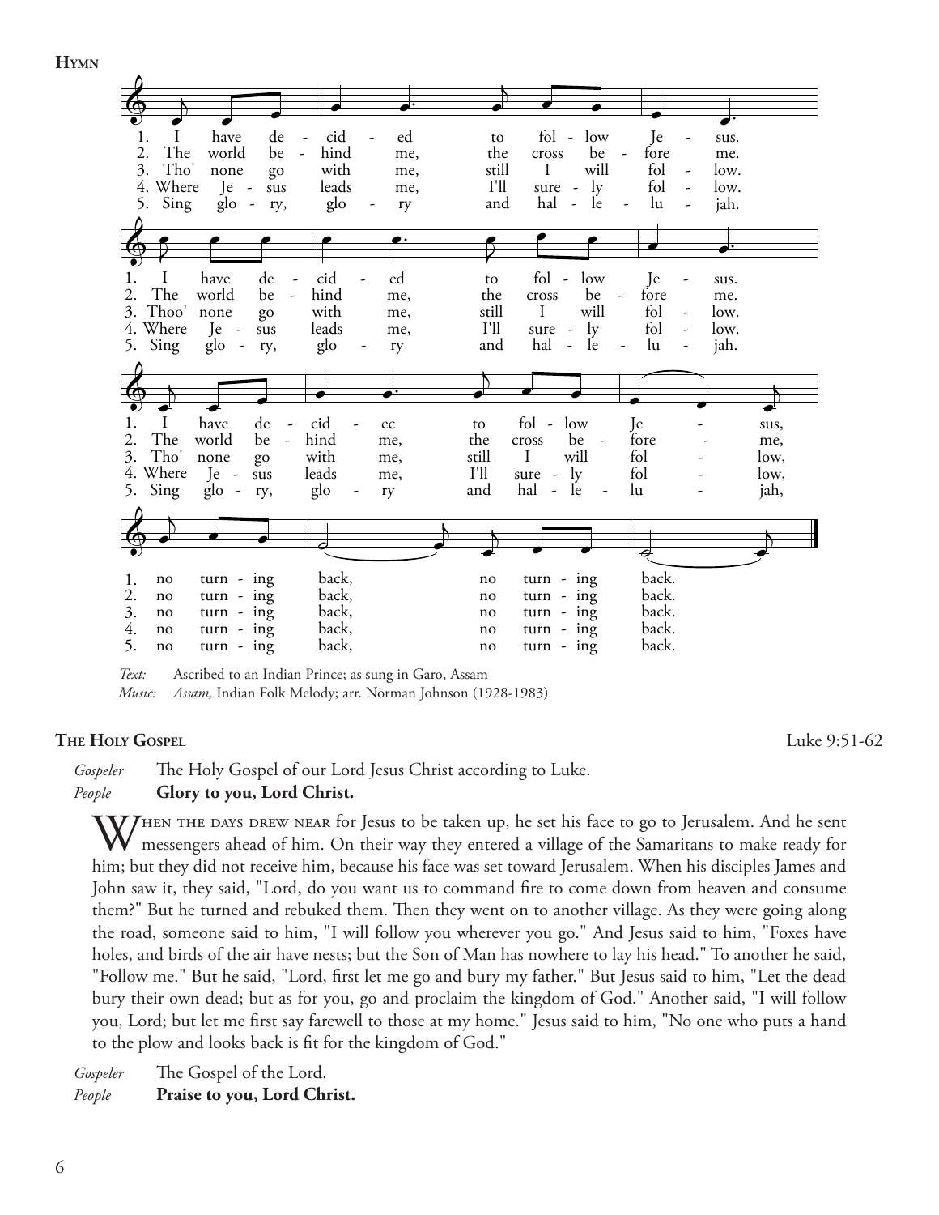**Hymn**

1. I have decided to follow Jesus.
2. The world behind me, the cross before me.
3. Tho' none go with me, still I will follow.
4. Where Jesus leads me, I'll surely follow.
5. Sing glory, glory and hallelujah.

1. I have decided to follow Jesus.
2. The world behind me, the cross before me.
3. Thoo' none go with me, still I will follow.
4. Where Jesus leads me, I'll surely follow.
5. Sing glory, glory and hallelujah.

1. I have decided to follow Jesus,
2. The world behind me, the cross before me,
3. Tho' none go with me, still I will follow,
4. Where Jesus leads me, I'll surely follow,
5. Sing glory, glory and hallelujah,

1. no turning back, no turning back.
2. no turning back, no turning back.
3. no turning back, no turning back.
4. no turning back, no turning back.
5. no turning back, no turning back.

*Text:* Ascribed to an Indian Prince; as sung in Garo, Assam
*Music:* *Assam,* Indian Folk Melody; arr. Norman Johnson (1928-1983)

## The Holy Gospel

Luke 9:51-62

*Gospeler* The Holy Gospel of our Lord Jesus Christ according to Luke.
*People* **Glory to you, Lord Christ.**

When the days drew near for Jesus to be taken up, he set his face to go to Jerusalem. And he sent messengers ahead of him. On their way they entered a village of the Samaritans to make ready for him; but they did not receive him, because his face was set toward Jerusalem. When his disciples James and John saw it, they said, "Lord, do you want us to command fire to come down from heaven and consume them?" But he turned and rebuked them. Then they went on to another village. As they were going along the road, someone said to him, "I will follow you wherever you go." And Jesus said to him, "Foxes have holes, and birds of the air have nests; but the Son of Man has nowhere to lay his head." To another he said, "Follow me." But he said, "Lord, first let me go and bury my father." But Jesus said to him, "Let the dead bury their own dead; but as for you, go and proclaim the kingdom of God." Another said, "I will follow you, Lord; but let me first say farewell to those at my home." Jesus said to him, "No one who puts a hand to the plow and looks back is fit for the kingdom of God."

*Gospeler* The Gospel of the Lord.
*People* **Praise to you, Lord Christ.**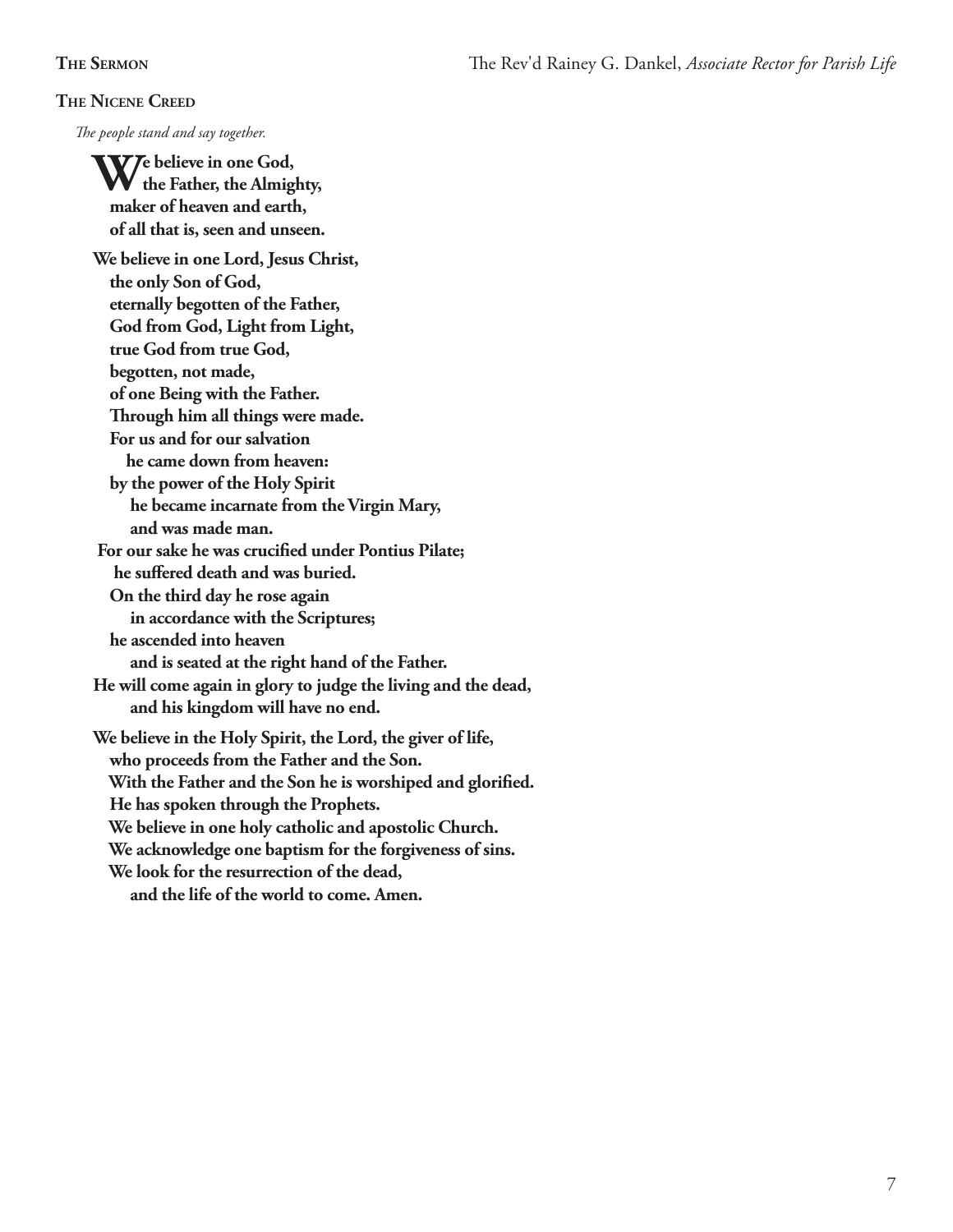**The Sermon** The Rev'd Rainey G. Dankel, *Associate Rector for Parish Life*

**The Nicene Creed**

*The people stand and say together.*

**We believe in one God,**
**the Father, the Almighty,**
**maker of heaven and earth,**
**of all that is, seen and unseen.**

**We believe in one Lord, Jesus Christ,**
**the only Son of God,**
**eternally begotten of the Father,**
**God from God, Light from Light,**
**true God from true God,**
**begotten, not made,**
**of one Being with the Father.**
**Through him all things were made.**
**For us and for our salvation**
**he came down from heaven:**
**by the power of the Holy Spirit**
**he became incarnate from the Virgin Mary,**
**and was made man.**
**For our sake he was crucified under Pontius Pilate;**
**he suffered death and was buried.**
**On the third day he rose again**
**in accordance with the Scriptures;**
**he ascended into heaven**
**and is seated at the right hand of the Father.**
**He will come again in glory to judge the living and the dead,**
**and his kingdom will have no end.**

**We believe in the Holy Spirit, the Lord, the giver of life,**
**who proceeds from the Father and the Son.**
**With the Father and the Son he is worshiped and glorified.**
**He has spoken through the Prophets.**
**We believe in one holy catholic and apostolic Church.**
**We acknowledge one baptism for the forgiveness of sins.**
**We look for the resurrection of the dead,**
**and the life of the world to come. Amen.**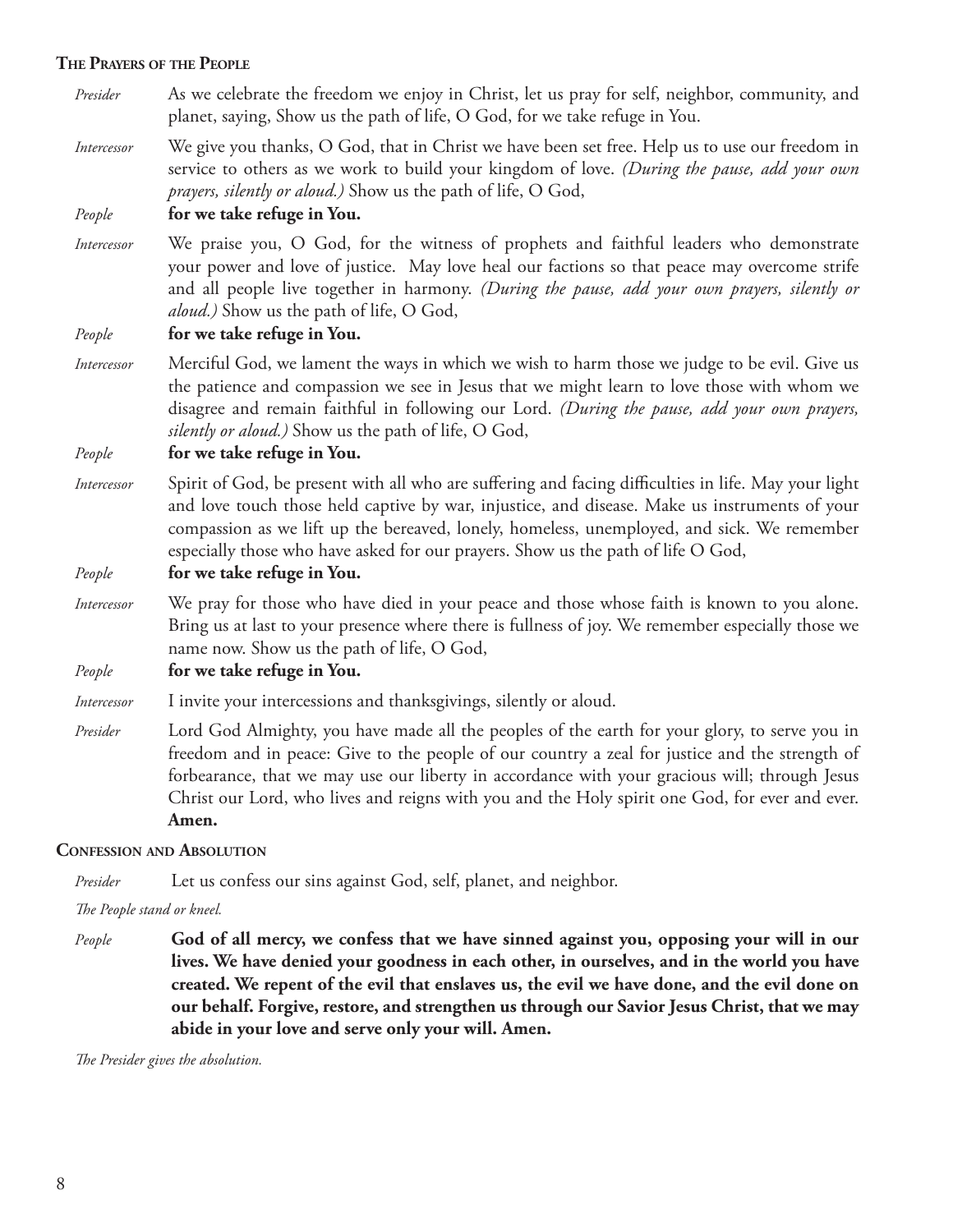### The Prayers of the People

*Presider* As we celebrate the freedom we enjoy in Christ, let us pray for self, neighbor, community, and planet, saying, Show us the path of life, O God, for we take refuge in You.

*Intercessor* We give you thanks, O God, that in Christ we have been set free. Help us to use our freedom in service to others as we work to build your kingdom of love. *(During the pause, add your own prayers, silently or aloud.)* Show us the path of life, O God,

*People* **for we take refuge in You.**

*Intercessor* We praise you, O God, for the witness of prophets and faithful leaders who demonstrate your power and love of justice. May love heal our factions so that peace may overcome strife and all people live together in harmony. *(During the pause, add your own prayers, silently or aloud.)* Show us the path of life, O God,

*People* **for we take refuge in You.**

*Intercessor* Merciful God, we lament the ways in which we wish to harm those we judge to be evil. Give us the patience and compassion we see in Jesus that we might learn to love those with whom we disagree and remain faithful in following our Lord. *(During the pause, add your own prayers, silently or aloud.)* Show us the path of life, O God,

*People* **for we take refuge in You.**

*Intercessor* Spirit of God, be present with all who are suffering and facing difficulties in life. May your light and love touch those held captive by war, injustice, and disease. Make us instruments of your compassion as we lift up the bereaved, lonely, homeless, unemployed, and sick. We remember especially those who have asked for our prayers. Show us the path of life O God,

*People* **for we take refuge in You.**

*Intercessor* We pray for those who have died in your peace and those whose faith is known to you alone. Bring us at last to your presence where there is fullness of joy. We remember especially those we name now. Show us the path of life, O God,

*People* **for we take refuge in You.**

*Intercessor* I invite your intercessions and thanksgivings, silently or aloud.

*Presider* Lord God Almighty, you have made all the peoples of the earth for your glory, to serve you in freedom and in peace: Give to the people of our country a zeal for justice and the strength of forbearance, that we may use our liberty in accordance with your gracious will; through Jesus Christ our Lord, who lives and reigns with you and the Holy spirit one God, for ever and ever. **Amen.**

### Confession and Absolution

*Presider* Let us confess our sins against God, self, planet, and neighbor.

*The People stand or kneel.*

*People* **God of all mercy, we confess that we have sinned against you, opposing your will in our lives. We have denied your goodness in each other, in ourselves, and in the world you have created. We repent of the evil that enslaves us, the evil we have done, and the evil done on our behalf. Forgive, restore, and strengthen us through our Savior Jesus Christ, that we may abide in your love and serve only your will. Amen.**

*The Presider gives the absolution.*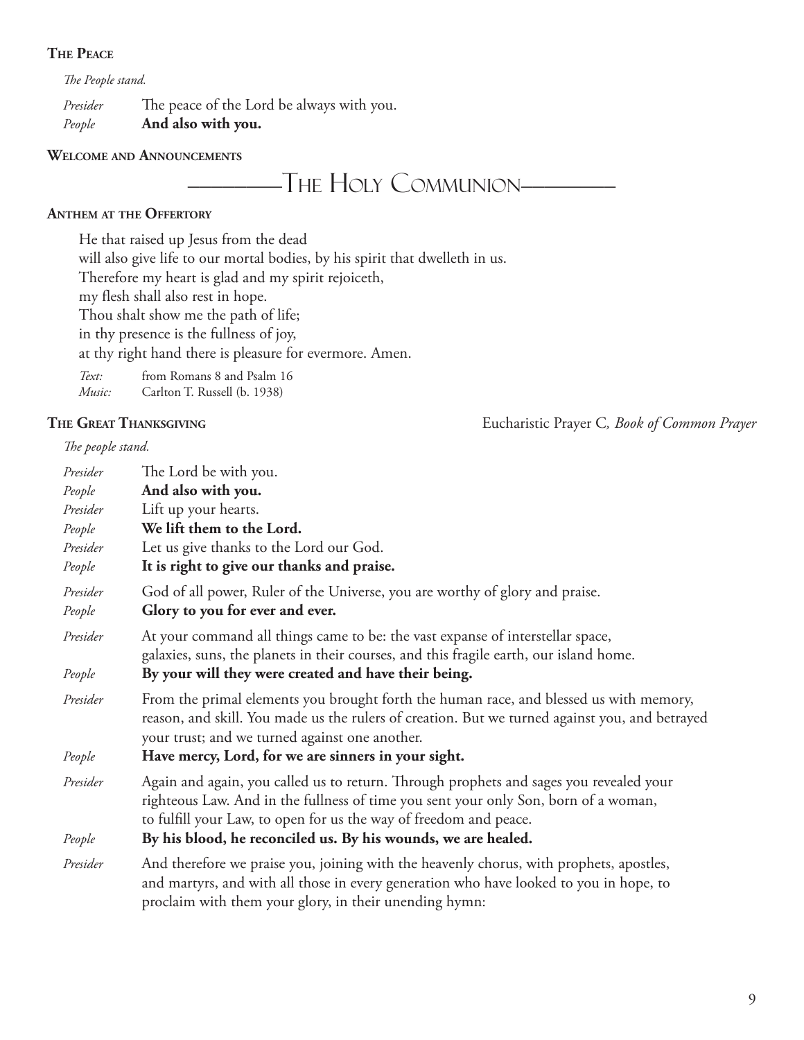### The Peace

*The People stand.*

*Presider* The peace of the Lord be always with you.
*People* **And also with you.**

### Welcome and Announcements

## The Holy Communion

### Anthem at the Offertory

He that raised up Jesus from the dead
will also give life to our mortal bodies, by his spirit that dwelleth in us.
Therefore my heart is glad and my spirit rejoiceth,
my flesh shall also rest in hope.
Thou shalt show me the path of life;
in thy presence is the fullness of joy,
at thy right hand there is pleasure for evermore. Amen.

*Text:* from Romans 8 and Psalm 16
*Music:* Carlton T. Russell (b. 1938)

### The Great Thanksgiving

Eucharistic Prayer C, *Book of Common Prayer*

*The people stand.*

*Presider* The Lord be with you.
*People* **And also with you.**
*Presider* Lift up your hearts.
*People* **We lift them to the Lord.**
*Presider* Let us give thanks to the Lord our God.
*People* **It is right to give our thanks and praise.**

*Presider* God of all power, Ruler of the Universe, you are worthy of glory and praise.
*People* **Glory to you for ever and ever.**

*Presider* At your command all things came to be: the vast expanse of interstellar space, galaxies, suns, the planets in their courses, and this fragile earth, our island home.
*People* **By your will they were created and have their being.**

*Presider* From the primal elements you brought forth the human race, and blessed us with memory, reason, and skill. You made us the rulers of creation. But we turned against you, and betrayed your trust; and we turned against one another.
*People* **Have mercy, Lord, for we are sinners in your sight.**

*Presider* Again and again, you called us to return. Through prophets and sages you revealed your righteous Law. And in the fullness of time you sent your only Son, born of a woman, to fulfill your Law, to open for us the way of freedom and peace.
*People* **By his blood, he reconciled us. By his wounds, we are healed.**

*Presider* And therefore we praise you, joining with the heavenly chorus, with prophets, apostles, and martyrs, and with all those in every generation who have looked to you in hope, to proclaim with them your glory, in their unending hymn: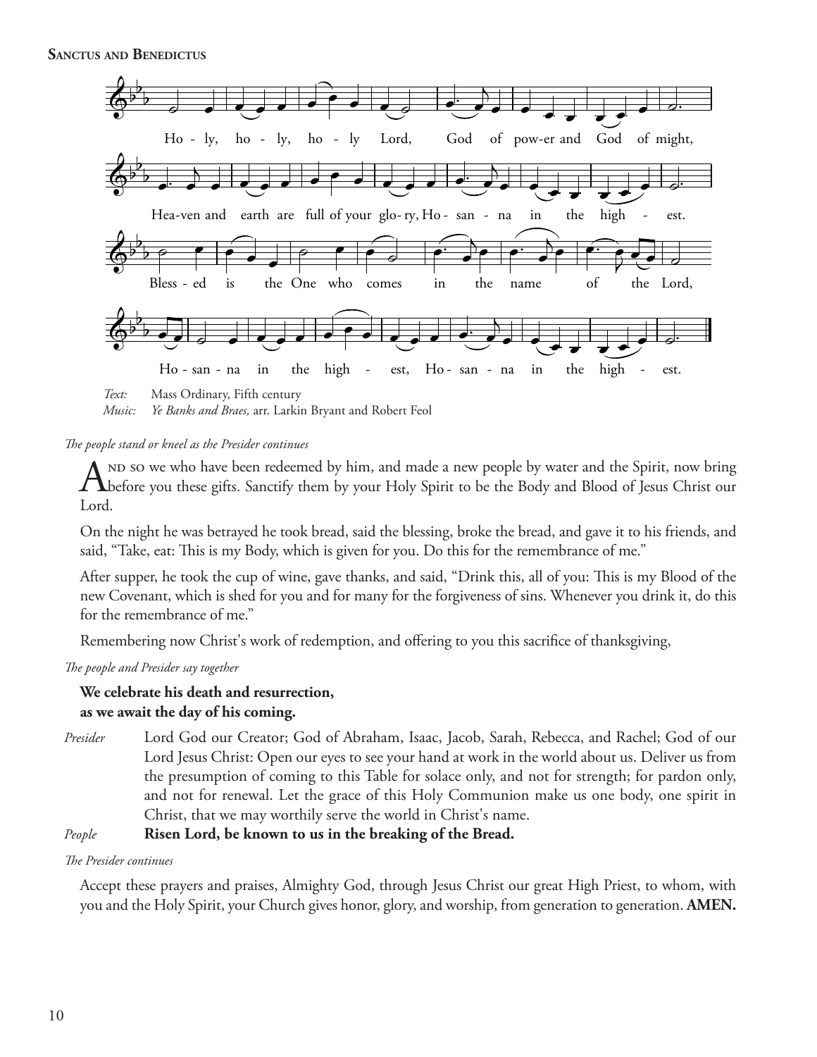**Sanctus and Benedictus**

Holy, holy, holy Lord, God of power and God of might,
Heaven and earth are full of your glory, Hosanna in the highest.
Blessed is the One who comes in the name of the Lord,
Hosanna in the highest, Hosanna in the highest.

*Text:* Mass Ordinary, Fifth century
*Music:* *Ye Banks and Braes,* arr. Larkin Bryant and Robert Feol

*The people stand or kneel as the Presider continues*

And so we who have been redeemed by him, and made a new people by water and the Spirit, now bring before you these gifts. Sanctify them by your Holy Spirit to be the Body and Blood of Jesus Christ our Lord.

On the night he was betrayed he took bread, said the blessing, broke the bread, and gave it to his friends, and said, "Take, eat: This is my Body, which is given for you. Do this for the remembrance of me."

After supper, he took the cup of wine, gave thanks, and said, "Drink this, all of you: This is my Blood of the new Covenant, which is shed for you and for many for the forgiveness of sins. Whenever you drink it, do this for the remembrance of me."

Remembering now Christ's work of redemption, and offering to you this sacrifice of thanksgiving,

*The people and Presider say together*

**We celebrate his death and resurrection,**
**as we await the day of his coming.**

*Presider* Lord God our Creator; God of Abraham, Isaac, Jacob, Sarah, Rebecca, and Rachel; God of our Lord Jesus Christ: Open our eyes to see your hand at work in the world about us. Deliver us from the presumption of coming to this Table for solace only, and not for strength; for pardon only, and not for renewal. Let the grace of this Holy Communion make us one body, one spirit in Christ, that we may worthily serve the world in Christ's name.

*People* **Risen Lord, be known to us in the breaking of the Bread.**

*The Presider continues*

Accept these prayers and praises, Almighty God, through Jesus Christ our great High Priest, to whom, with you and the Holy Spirit, your Church gives honor, glory, and worship, from generation to generation. **AMEN.**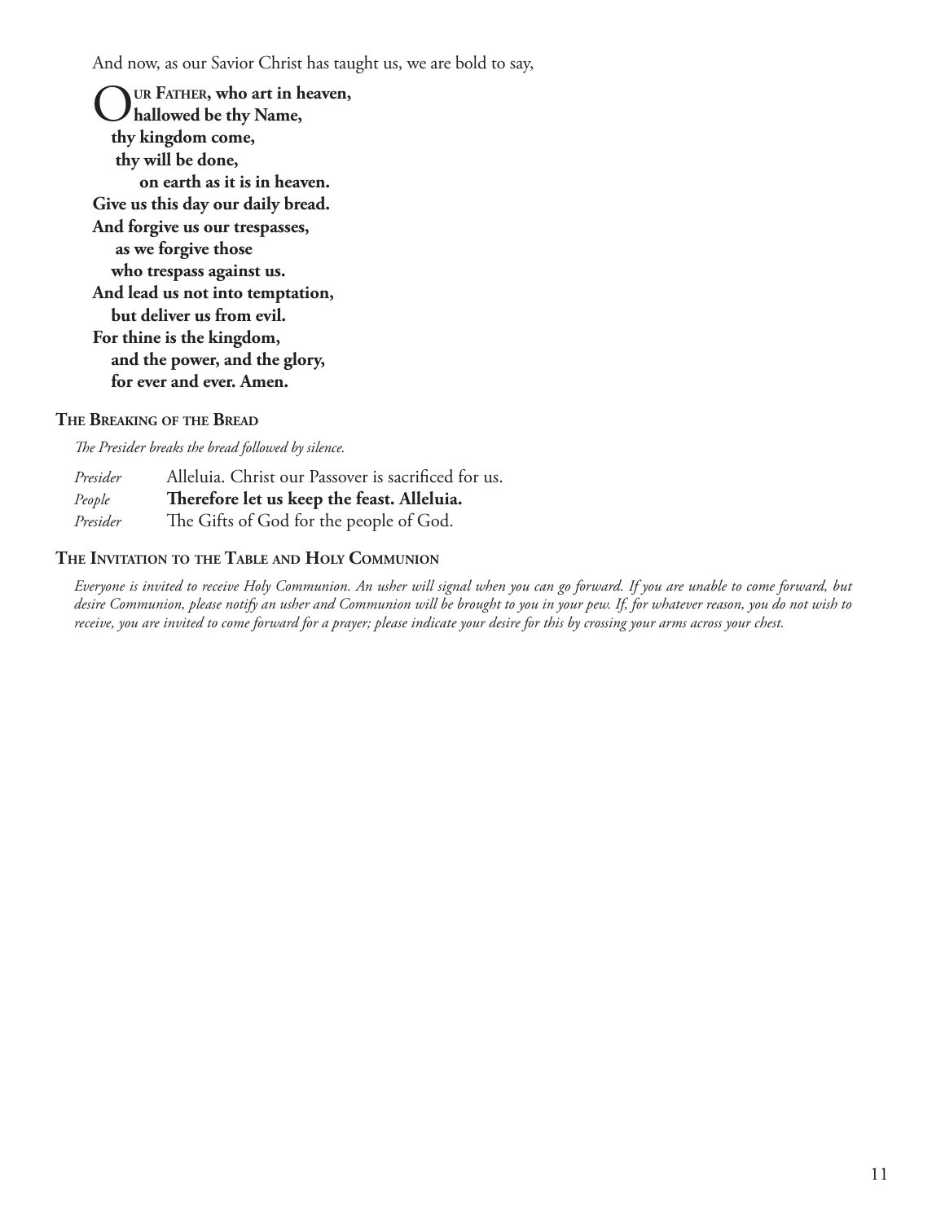And now, as our Savior Christ has taught us, we are bold to say,

**Our Father, who art in heaven,**
**hallowed be thy Name,**
**thy kingdom come,**
**thy will be done,**
**on earth as it is in heaven.**
**Give us this day our daily bread.**
**And forgive us our trespasses,**
**as we forgive those**
**who trespass against us.**
**And lead us not into temptation,**
**but deliver us from evil.**
**For thine is the kingdom,**
**and the power, and the glory,**
**for ever and ever. Amen.**

### The Breaking of the Bread

*The Presider breaks the bread followed by silence.*

*Presider* Alleluia. Christ our Passover is sacrificed for us.
*People* **Therefore let us keep the feast. Alleluia.**
*Presider* The Gifts of God for the people of God.

### The Invitation to the Table and Holy Communion

*Everyone is invited to receive Holy Communion. An usher will signal when you can go forward. If you are unable to come forward, but desire Communion, please notify an usher and Communion will be brought to you in your pew. If, for whatever reason, you do not wish to receive, you are invited to come forward for a prayer; please indicate your desire for this by crossing your arms across your chest.*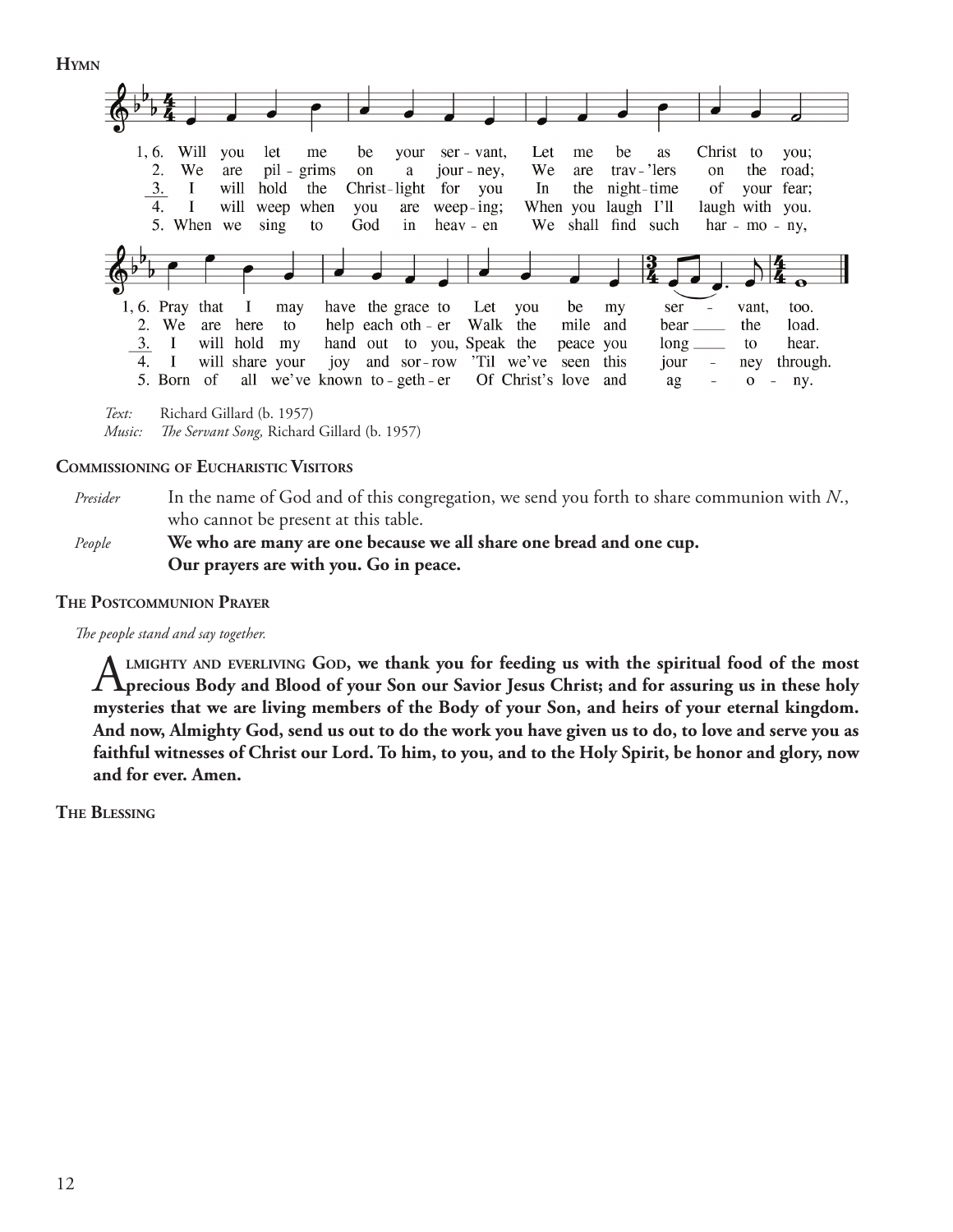**Hymn**

1, 6. Will you let me be your ser - vant, Let me be as Christ to you;
2. We are pil - grims on a jour - ney, We are trav - 'lers on the road;
3. I will hold the Christ - light for you In the night - time of your fear;
4. I will weep when you are weep - ing; When you laugh I'll laugh with you.
5. When we sing to God in heav - en We shall find such har - mo - ny,

1, 6. Pray that I may have the grace to Let you be my ser - vant, too.
2. We are here to help each oth - er Walk the mile and bear ___ the load.
3. I will hold my hand out to you, Speak the peace you long ___ to hear.
4. I will share your joy and sor - row 'Til we've seen this jour - ney through.
5. Born of all we've known to - geth - er Of Christ's love and ag - o - ny.

*Text:* Richard Gillard (b. 1957)
*Music:* *The Servant Song,* Richard Gillard (b. 1957)

**Commissioning of Eucharistic Visitors**

*Presider* In the name of God and of this congregation, we send you forth to share communion with *N.*, who cannot be present at this table.

*People* **We who are many are one because we all share one bread and one cup. Our prayers are with you. Go in peace.**

**The Postcommunion Prayer**

*The people stand and say together.*

**Almighty and everliving God, we thank you for feeding us with the spiritual food of the most precious Body and Blood of your Son our Savior Jesus Christ; and for assuring us in these holy mysteries that we are living members of the Body of your Son, and heirs of your eternal kingdom. And now, Almighty God, send us out to do the work you have given us to do, to love and serve you as faithful witnesses of Christ our Lord. To him, to you, and to the Holy Spirit, be honor and glory, now and for ever. Amen.**

**The Blessing**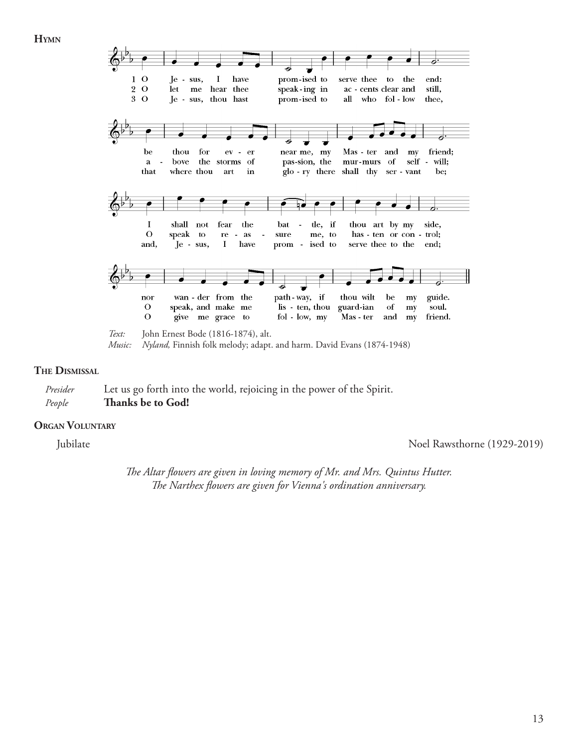**Hymn**

1 O Jesus, I have promised to serve thee to the end:
be thou for ever near me, my Master and my friend;
I shall not fear the battle, if thou art by my side,
nor wander from the pathway, if thou wilt be my guide.

2 O let me hear thee speaking in accents clear and still,
above the storms of passion, the murmurs of self-will;
O speak to reassure me, to hasten or control;
O speak, and make me listen, thou guardian of my soul.

3 O Jesus, thou hast promised to all who follow thee,
that where thou art in glory there shall thy servant be;
and, Jesus, I have promised to serve thee to the end;
O give me grace to follow, my Master and my friend.

*Text:* John Ernest Bode (1816-1874), alt.
*Music:* *Nyland,* Finnish folk melody; adapt. and harm. David Evans (1874-1948)

**The Dismissal**

*Presider* Let us go forth into the world, rejoicing in the power of the Spirit.
*People* **Thanks be to God!**

**Organ Voluntary**

Jubilate Noel Rawsthorne (1929-2019)

*The Altar flowers are given in loving memory of Mr. and Mrs. Quintus Hutter.*
*The Narthex flowers are given for Vienna's ordination anniversary.*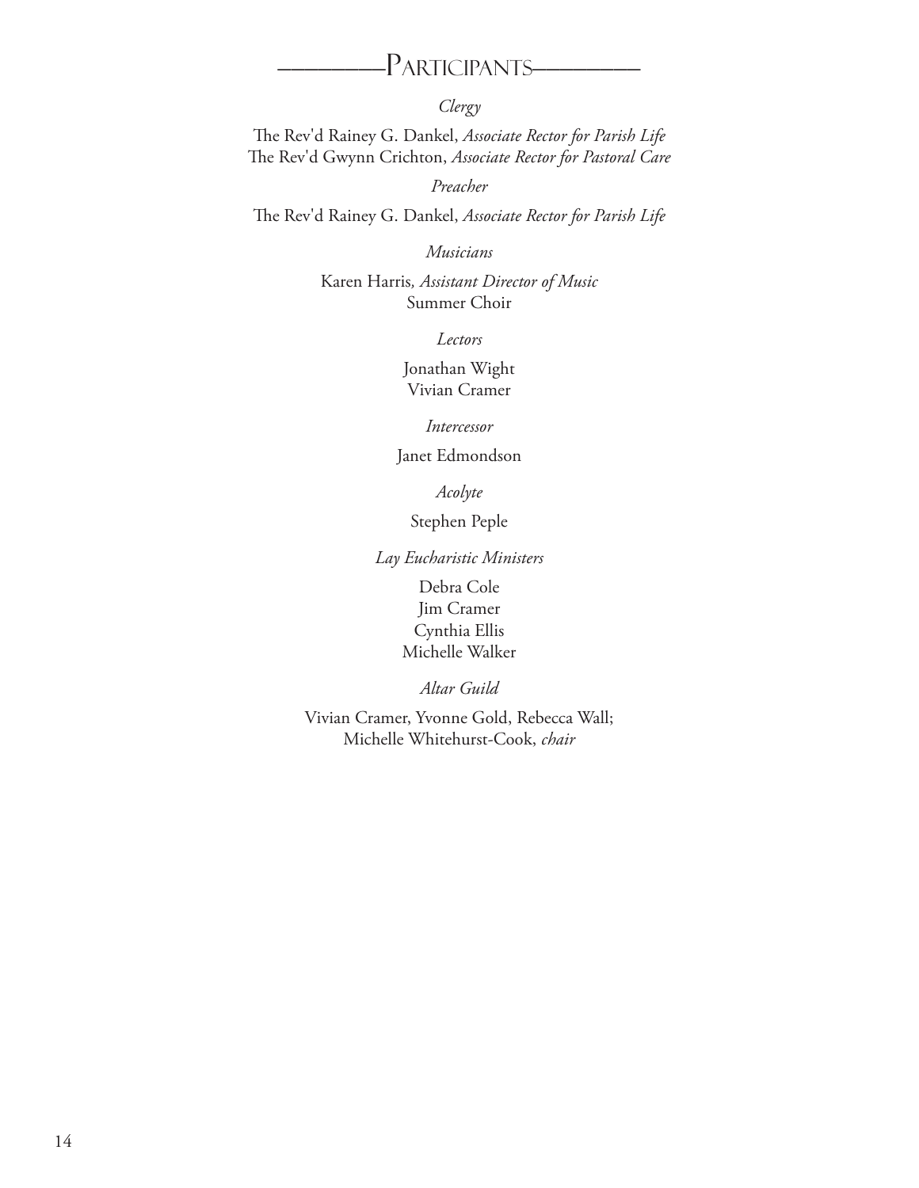# Participants

*Clergy*

The Rev'd Rainey G. Dankel, *Associate Rector for Parish Life*
The Rev'd Gwynn Crichton, *Associate Rector for Pastoral Care*

*Preacher*

The Rev'd Rainey G. Dankel, *Associate Rector for Parish Life*

*Musicians*

Karen Harris, *Assistant Director of Music*
Summer Choir

*Lectors*

Jonathan Wight
Vivian Cramer

*Intercessor*

Janet Edmondson

*Acolyte*

Stephen Peple

*Lay Eucharistic Ministers*

Debra Cole
Jim Cramer
Cynthia Ellis
Michelle Walker

*Altar Guild*

Vivian Cramer, Yvonne Gold, Rebecca Wall;
Michelle Whitehurst-Cook, *chair*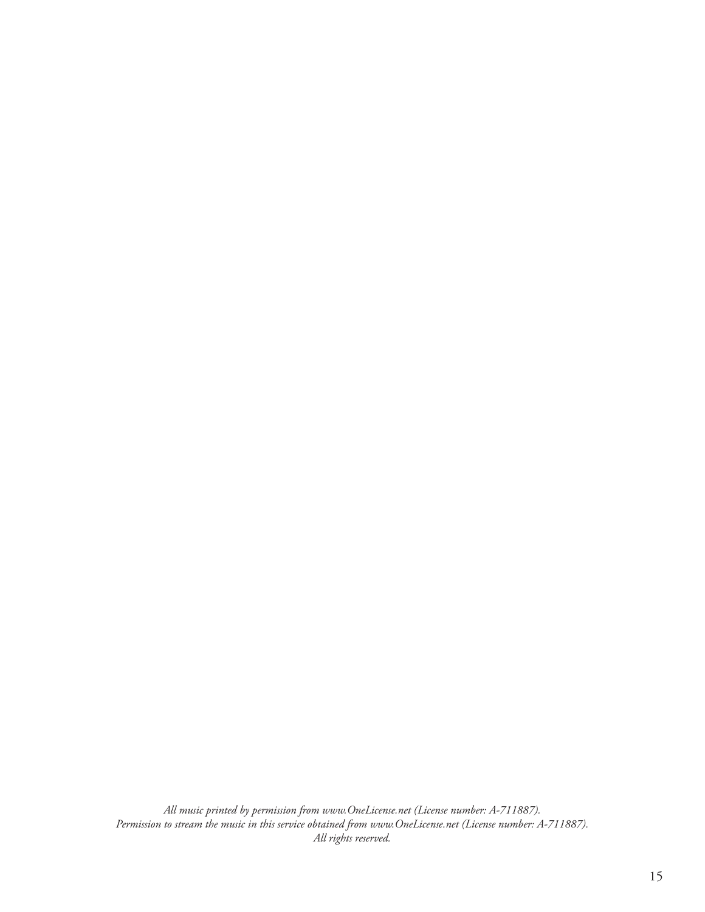*All music printed by permission from www.OneLicense.net (License number: A-711887).*
*Permission to stream the music in this service obtained from www.OneLicense.net (License number: A-711887).*
*All rights reserved.*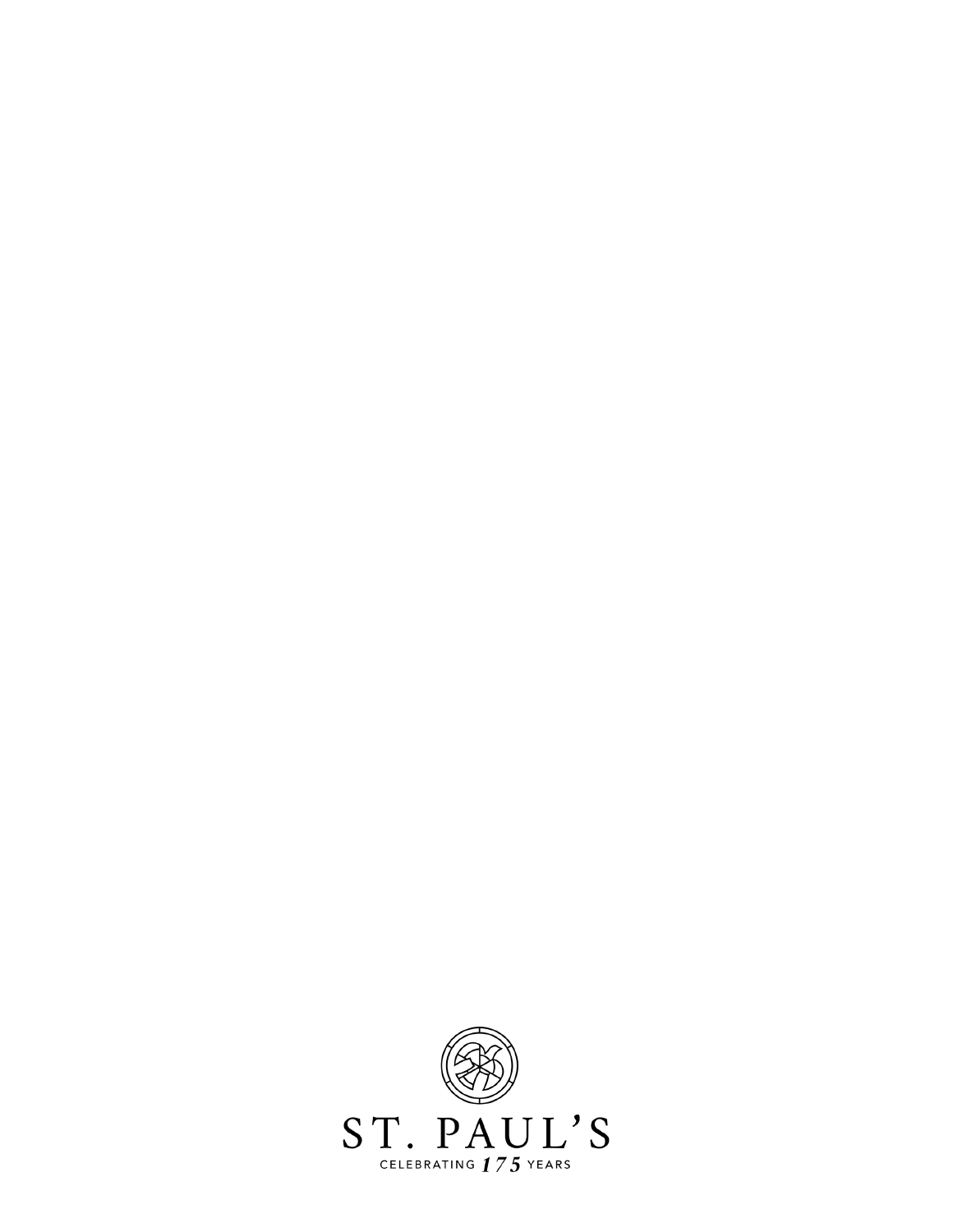ST. PAUL'S

CELEBRATING *175* YEARS